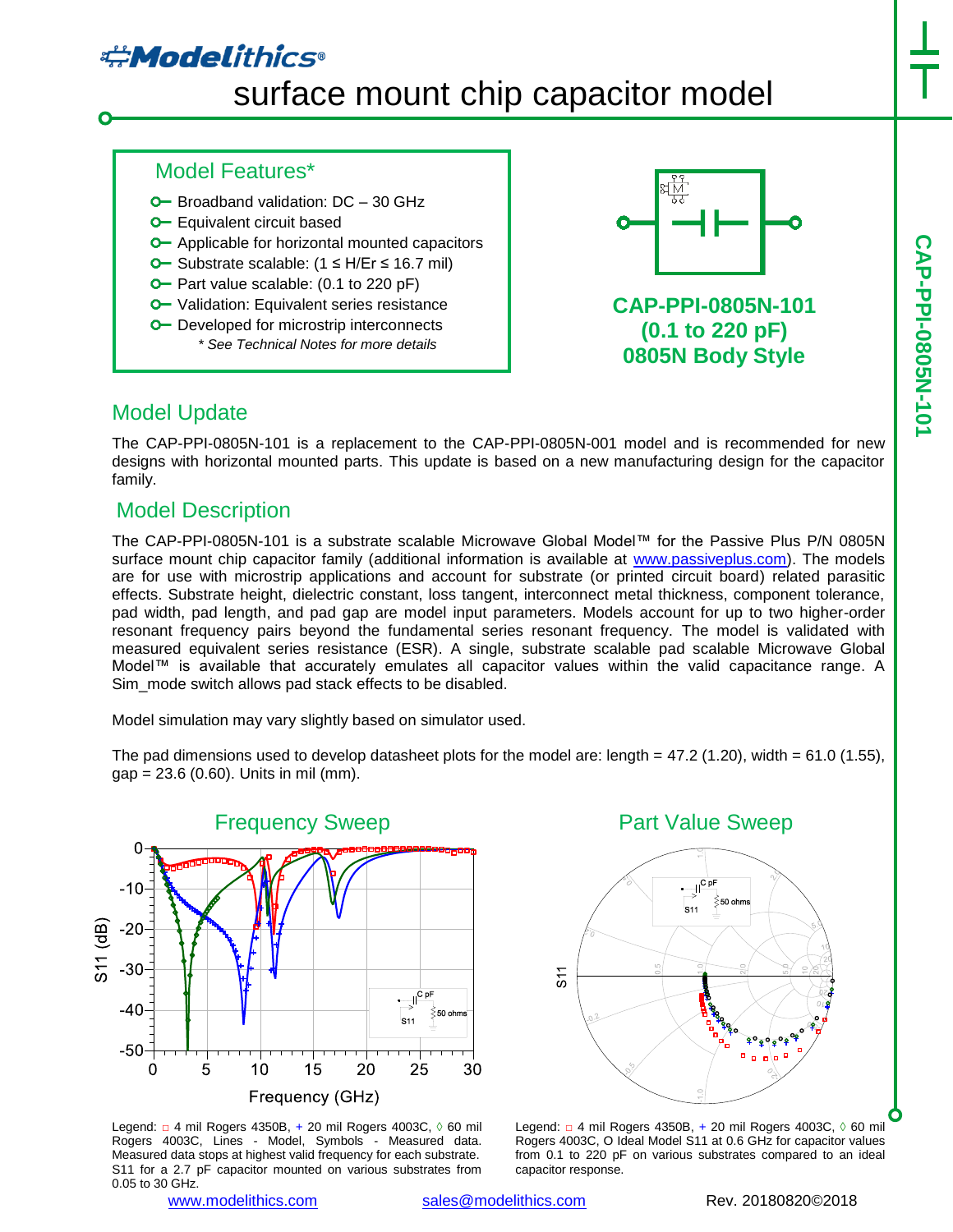# Modelithics®

## surface mount chip capacitor model

### Model Features*

- Broadband validation: DC – 30 GHz
- Equivalent circuit based
- Applicable for horizontal mounted capacitors
- Substrate scalable: (1 ≤ H/Er ≤ 16.7 mil)
- Part value scalable: (0.1 to 220 pF)
- Validation: Equivalent series resistance
- Developed for microstrip interconnects

*\* See Technical Notes for more details*

**CAP-PPI-0805N-101**
**(0.1 to 220 pF)**
**0805N Body Style**

## Model Update

The CAP-PPI-0805N-101 is a replacement to the CAP-PPI-0805N-001 model and is recommended for new designs with horizontal mounted parts. This update is based on a new manufacturing design for the capacitor family.

## Model Description

The CAP-PPI-0805N-101 is a substrate scalable Microwave Global Model™ for the Passive Plus P/N 0805N surface mount chip capacitor family (additional information is available at www.passiveplus.com). The models are for use with microstrip applications and account for substrate (or printed circuit board) related parasitic effects. Substrate height, dielectric constant, loss tangent, interconnect metal thickness, component tolerance, pad width, pad length, and pad gap are model input parameters. Models account for up to two higher-order resonant frequency pairs beyond the fundamental series resonant frequency. The model is validated with measured equivalent series resistance (ESR). A single, substrate scalable pad scalable Microwave Global Model™ is available that accurately emulates all capacitor values within the valid capacitance range. A Sim_mode switch allows pad stack effects to be disabled.

Model simulation may vary slightly based on simulator used.

The pad dimensions used to develop datasheet plots for the model are: length = 47.2 (1.20), width = 61.0 (1.55), gap = 23.6 (0.60). Units in mil (mm).

### Frequency Sweep

Legend: □ 4 mil Rogers 4350B, + 20 mil Rogers 4003C, ◊ 60 mil Rogers 4003C, Lines - Model, Symbols - Measured data. Measured data stops at highest valid frequency for each substrate. S11 for a 2.7 pF capacitor mounted on various substrates from 0.05 to 30 GHz.

### Part Value Sweep

Legend: □ 4 mil Rogers 4350B, + 20 mil Rogers 4003C, ◊ 60 mil Rogers 4003C, O Ideal Model S11 at 0.6 GHz for capacitor values from 0.1 to 220 pF on various substrates compared to an ideal capacitor response.

www.modelithics.com sales@modelithics.com Rev. 20180820©2018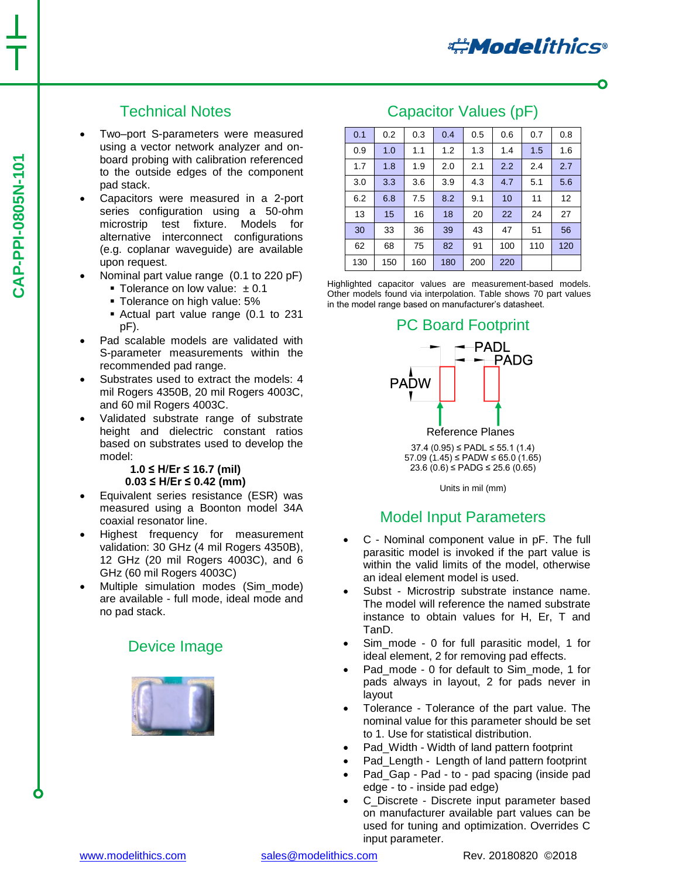## Technical Notes

- Two–port S-parameters were measured using a vector network analyzer and on-board probing with calibration referenced to the outside edges of the component pad stack.
- Capacitors were measured in a 2-port series configuration using a 50-ohm microstrip test fixture. Models for alternative interconnect configurations (e.g. coplanar waveguide) are available upon request.
- Nominal part value range (0.1 to 220 pF)
  - Tolerance on low value: ± 0.1
  - Tolerance on high value: 5%
  - Actual part value range (0.1 to 231 pF).
- Pad scalable models are validated with S-parameter measurements within the recommended pad range.
- Substrates used to extract the models: 4 mil Rogers 4350B, 20 mil Rogers 4003C, and 60 mil Rogers 4003C.
- Validated substrate range of substrate height and dielectric constant ratios based on substrates used to develop the model:

  **1.0 ≤ H/Er ≤ 16.7 (mil)**
  **0.03 ≤ H/Er ≤ 0.42 (mm)**
- Equivalent series resistance (ESR) was measured using a Boonton model 34A coaxial resonator line.
- Highest frequency for measurement validation: 30 GHz (4 mil Rogers 4350B), 12 GHz (20 mil Rogers 4003C), and 6 GHz (60 mil Rogers 4003C)
- Multiple simulation modes (Sim_mode) are available - full mode, ideal mode and no pad stack.

## Device Image

## Capacitor Values (pF)

| 0.1 | 0.2 | 0.3 | 0.4 | 0.5 | 0.6 | 0.7 | 0.8 |
|---|---|---|---|---|---|---|---|
| 0.9 | 1.0 | 1.1 | 1.2 | 1.3 | 1.4 | 1.5 | 1.6 |
| 1.7 | 1.8 | 1.9 | 2.0 | 2.1 | 2.2 | 2.4 | 2.7 |
| 3.0 | 3.3 | 3.6 | 3.9 | 4.3 | 4.7 | 5.1 | 5.6 |
| 6.2 | 6.8 | 7.5 | 8.2 | 9.1 | 10 | 11 | 12 |
| 13 | 15 | 16 | 18 | 20 | 22 | 24 | 27 |
| 30 | 33 | 36 | 39 | 43 | 47 | 51 | 56 |
| 62 | 68 | 75 | 82 | 91 | 100 | 110 | 120 |
| 130 | 150 | 160 | 180 | 200 | 220 | | |

Highlighted capacitor values are measurement-based models. Other models found via interpolation. Table shows 70 part values in the model range based on manufacturer's datasheet.

## PC Board Footprint

PADL PADG PADW

Reference Planes

37.4 (0.95) ≤ PADL ≤ 55.1 (1.4)
57.09 (1.45) ≤ PADW ≤ 65.0 (1.65)
23.6 (0.6) ≤ PADG ≤ 25.6 (0.65)

Units in mil (mm)

## Model Input Parameters

- C - Nominal component value in pF. The full parasitic model is invoked if the part value is within the valid limits of the model, otherwise an ideal element model is used.
- Subst - Microstrip substrate instance name. The model will reference the named substrate instance to obtain values for H, Er, T and TanD.
- Sim_mode - 0 for full parasitic model, 1 for ideal element, 2 for removing pad effects.
- Pad_mode - 0 for default to Sim_mode, 1 for pads always in layout, 2 for pads never in layout
- Tolerance - Tolerance of the part value. The nominal value for this parameter should be set to 1. Use for statistical distribution.
- Pad_Width - Width of land pattern footprint
- Pad_Length - Length of land pattern footprint
- Pad_Gap - Pad - to - pad spacing (inside pad edge - to - inside pad edge)
- C_Discrete - Discrete input parameter based on manufacturer available part values can be used for tuning and optimization. Overrides C input parameter.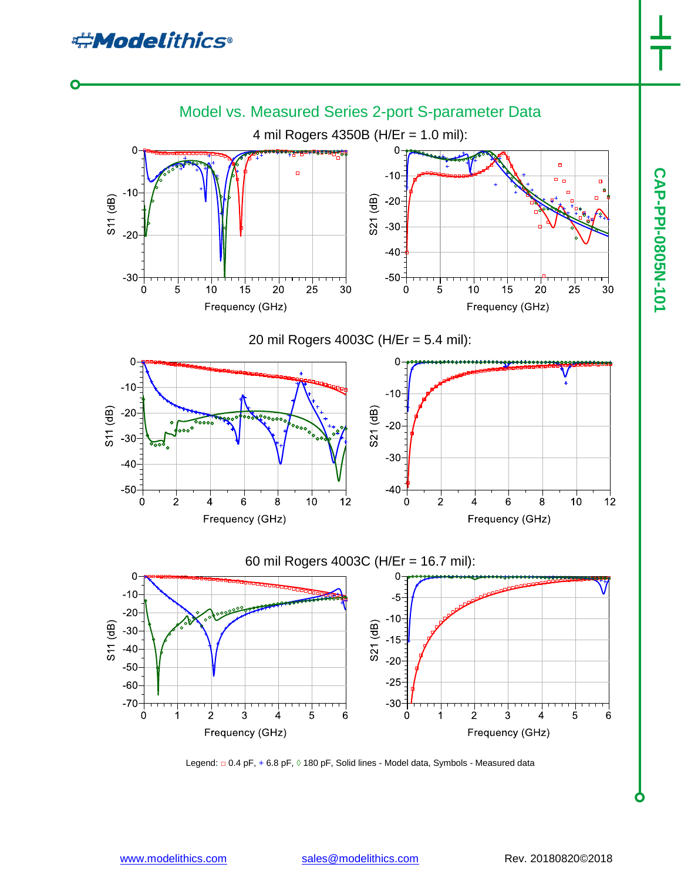## Model vs. Measured Series 2-port S-parameter Data

### 4 mil Rogers 4350B (H/Er = 1.0 mil):

### 20 mil Rogers 4003C (H/Er = 5.4 mil):

### 60 mil Rogers 4003C (H/Er = 16.7 mil):

Legend: □ 0.4 pF, + 6.8 pF, ◊ 180 pF, Solid lines - Model data, Symbols - Measured data

[www.modelithics.com](http://www.modelithics.com) [sales@modelithics.com](mailto:sales@modelithics.com) Rev. 20180820©2018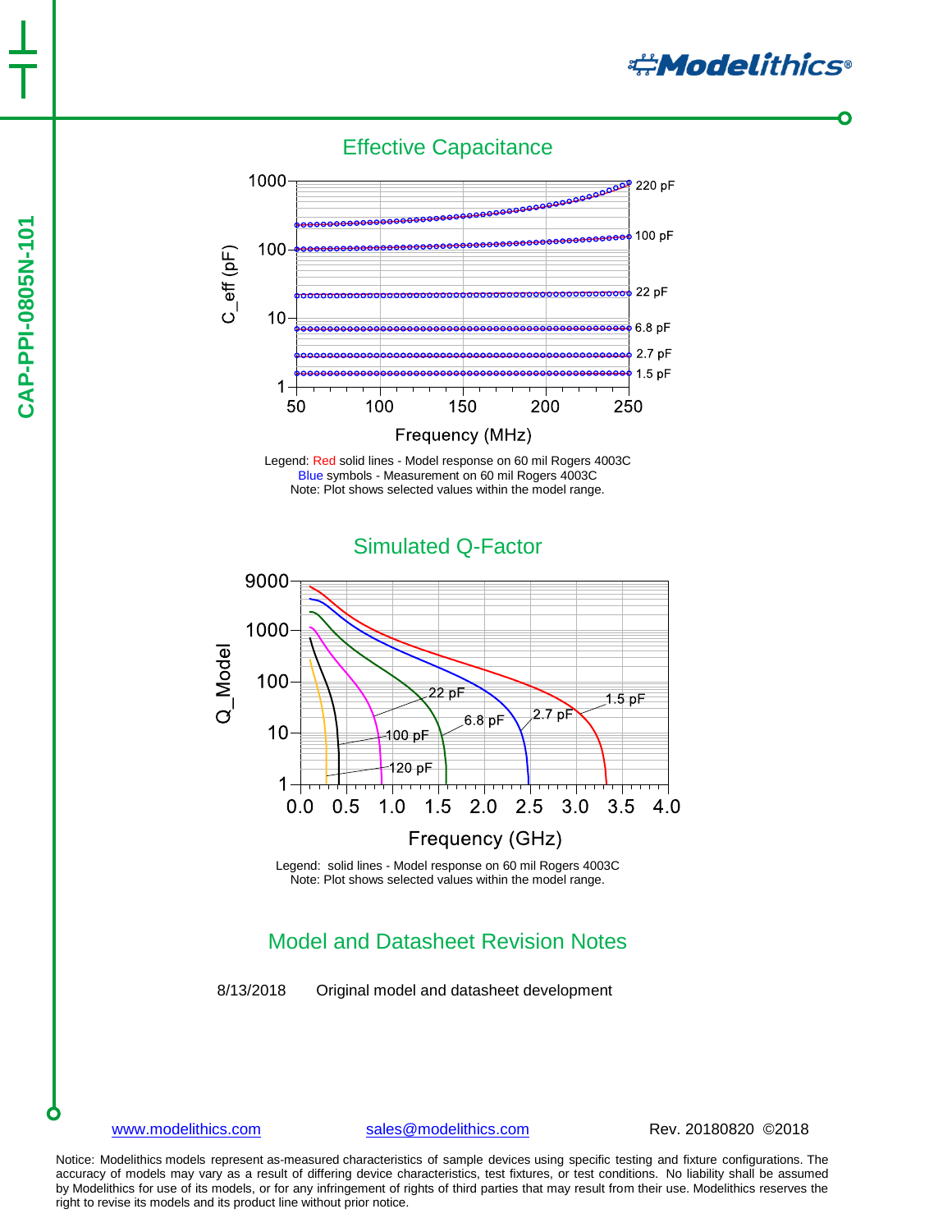## Effective Capacitance

Legend: Red solid lines - Model response on 60 mil Rogers 4003C
Blue symbols - Measurement on 60 mil Rogers 4003C
Note: Plot shows selected values within the model range.

## Simulated Q-Factor

Legend: solid lines - Model response on 60 mil Rogers 4003C
Note: Plot shows selected values within the model range.

## Model and Datasheet Revision Notes

8/13/2018 Original model and datasheet development

www.modelithics.com sales@modelithics.com Rev. 20180820 ©2018

Notice: Modelithics models represent as-measured characteristics of sample devices using specific testing and fixture configurations. The accuracy of models may vary as a result of differing device characteristics, test fixtures, or test conditions. No liability shall be assumed by Modelithics for use of its models, or for any infringement of rights of third parties that may result from their use. Modelithics reserves the right to revise its models and its product line without prior notice.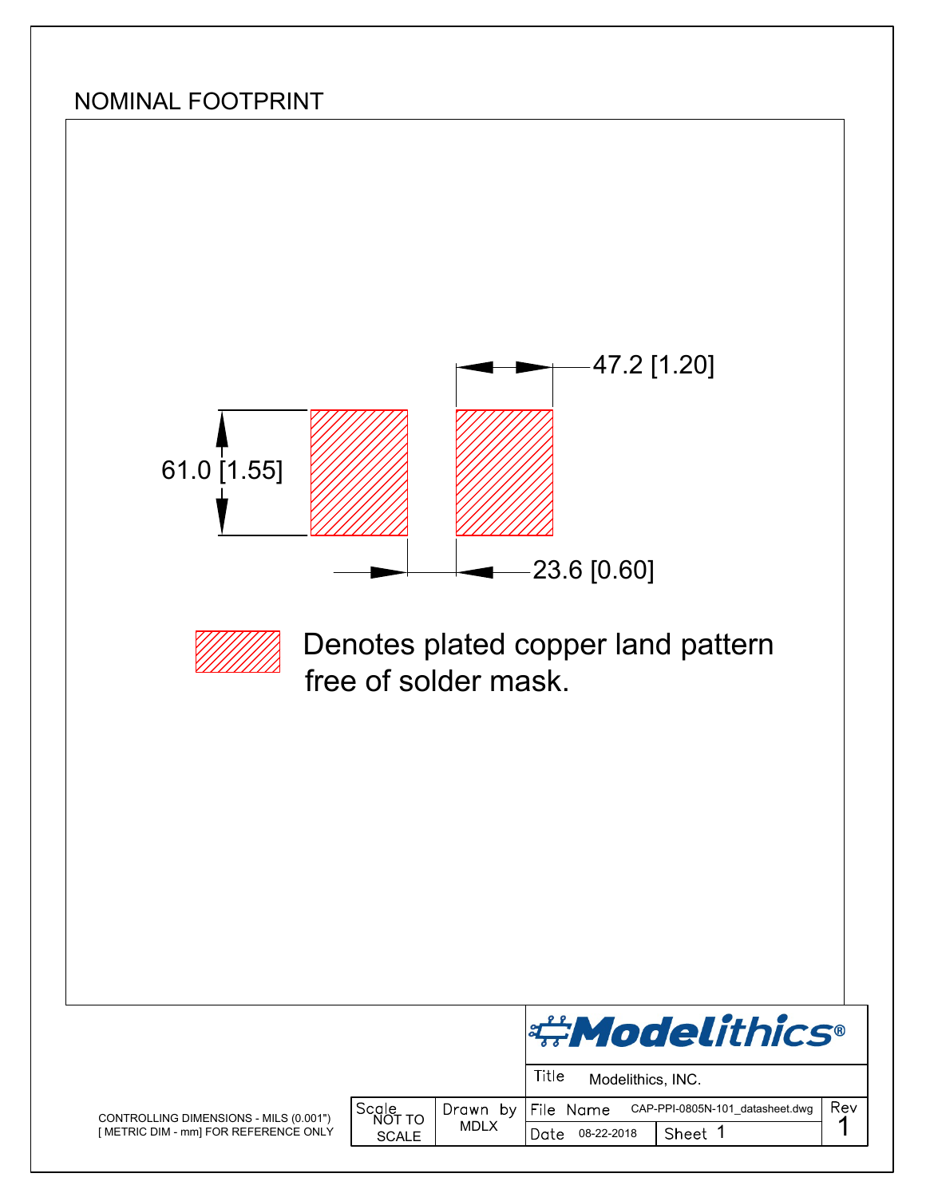## NOMINAL FOOTPRINT

47.2 [1.20]

61.0 [1.55]

23.6 [0.60]

Denotes plated copper land pattern free of solder mask.

CONTROLLING DIMENSIONS - MILS (0.001")
[ METRIC DIM - mm] FOR REFERENCE ONLY

| | | | | |
|---|---|---|---|---|
| Scale NOT TO SCALE | Drawn by MDLX | Title Modelithics, INC. | | |
| | | File Name CAP-PPI-0805N-101_datasheet.dwg | | Rev 1 |
| | | Date 08-22-2018 | Sheet 1 | |

Modelithics®